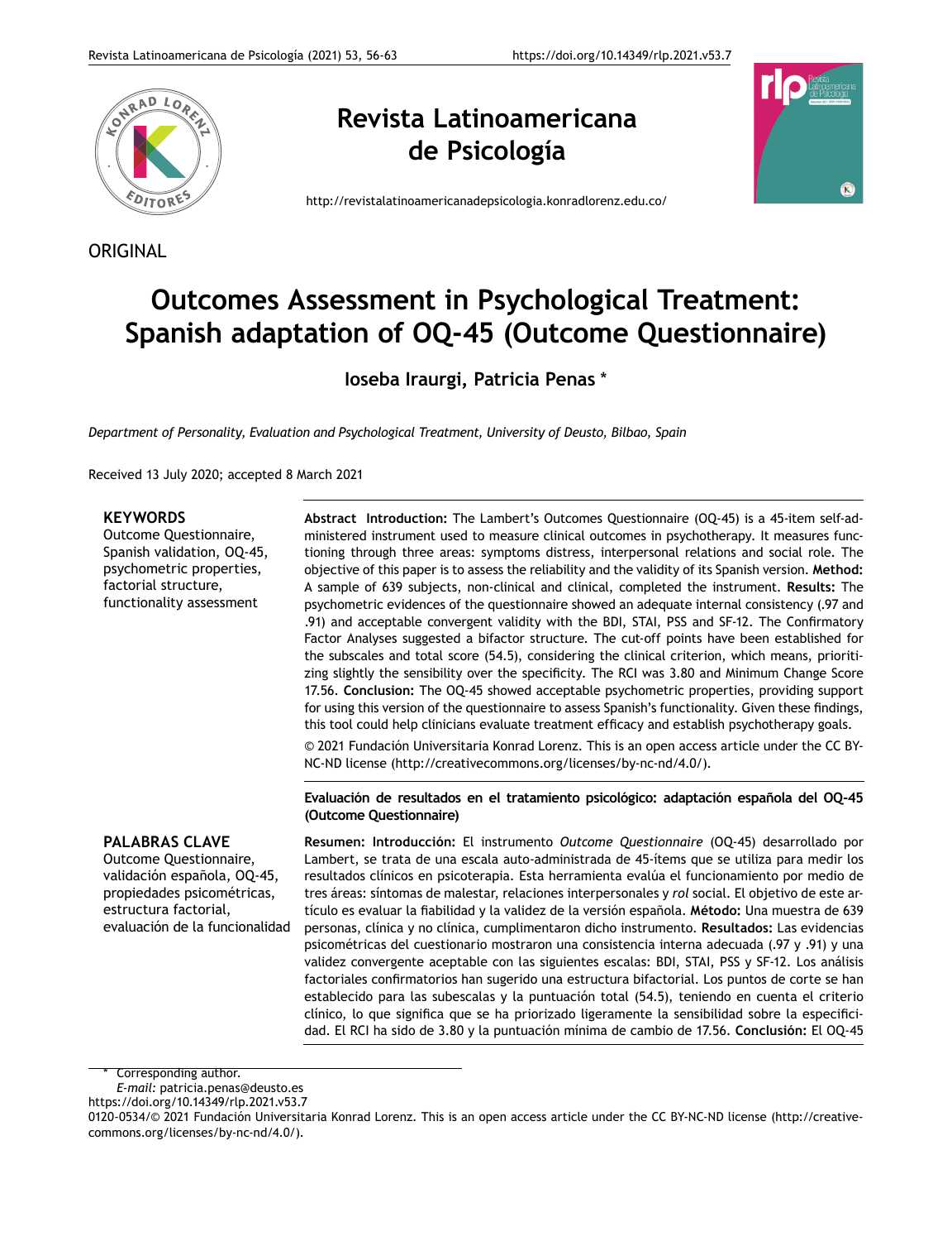# Revista Latinoamericana de Psicología

http://revistalatinoamericanadepsicologia.konradlorenz.edu.co/

ORIGINAL

# Outcomes Assessment in Psychological Treatment: Spanish adaptation of OQ-45 (Outcome Questionnaire)

**Ioseba Iraurgi, Patricia Penas \***

*Department of Personality, Evaluation and Psychological Treatment, University of Deusto, Bilbao, Spain*

Received 13 July 2020; accepted 8 March 2021

**KEYWORDS**
Outcome Questionnaire, Spanish validation, OQ-45, psychometric properties, factorial structure, functionality assessment

**Abstract** **Introduction:** The Lambert's Outcomes Questionnaire (OQ-45) is a 45-item self-administered instrument used to measure clinical outcomes in psychotherapy. It measures functioning through three areas: symptoms distress, interpersonal relations and social role. The objective of this paper is to assess the reliability and the validity of its Spanish version. **Method:** A sample of 639 subjects, non-clinical and clinical, completed the instrument. **Results:** The psychometric evidences of the questionnaire showed an adequate internal consistency (.97 and .91) and acceptable convergent validity with the BDI, STAI, PSS and SF-12. The Confirmatory Factor Analyses suggested a bifactor structure. The cut-off points have been established for the subscales and total score (54.5), considering the clinical criterion, which means, prioritizing slightly the sensibility over the specificity. The RCI was 3.80 and Minimum Change Score 17.56. **Conclusion:** The OQ-45 showed acceptable psychometric properties, providing support for using this version of the questionnaire to assess Spanish's functionality. Given these findings, this tool could help clinicians evaluate treatment efficacy and establish psychotherapy goals.

© 2021 Fundación Universitaria Konrad Lorenz. This is an open access article under the CC BY-NC-ND license (http://creativecommons.org/licenses/by-nc-nd/4.0/).

**Evaluación de resultados en el tratamiento psicológico: adaptación española del OQ-45 (Outcome Questionnaire)**

**PALABRAS CLAVE**
Outcome Questionnaire, validación española, OQ-45, propiedades psicométricas, estructura factorial, evaluación de la funcionalidad

**Resumen:** **Introducción:** El instrumento *Outcome Questionnaire* (OQ-45) desarrollado por Lambert, se trata de una escala auto-administrada de 45-ítems que se utiliza para medir los resultados clínicos en psicoterapia. Esta herramienta evalúa el funcionamiento por medio de tres áreas: síntomas de malestar, relaciones interpersonales y *rol* social. El objetivo de este artículo es evaluar la fiabilidad y la validez de la versión española. **Método:** Una muestra de 639 personas, clínica y no clínica, cumplimentaron dicho instrumento. **Resultados:** Las evidencias psicométricas del cuestionario mostraron una consistencia interna adecuada (.97 y .91) y una validez convergente aceptable con las siguientes escalas: BDI, STAI, PSS y SF-12. Los análisis factoriales confirmatorios han sugerido una estructura bifactorial. Los puntos de corte se han establecido para las subescalas y la puntuación total (54.5), teniendo en cuenta el criterio clínico, lo que significa que se ha priorizado ligeramente la sensibilidad sobre la especificidad. El RCI ha sido de 3.80 y la puntuación mínima de cambio de 17.56. **Conclusión:** El OQ-45

\* Corresponding author.
*E-mail:* patricia.penas@deusto.es
https://doi.org/10.14349/rlp.2021.v53.7
0120-0534/© 2021 Fundación Universitaria Konrad Lorenz. This is an open access article under the CC BY-NC-ND license (http://creativecommons.org/licenses/by-nc-nd/4.0/).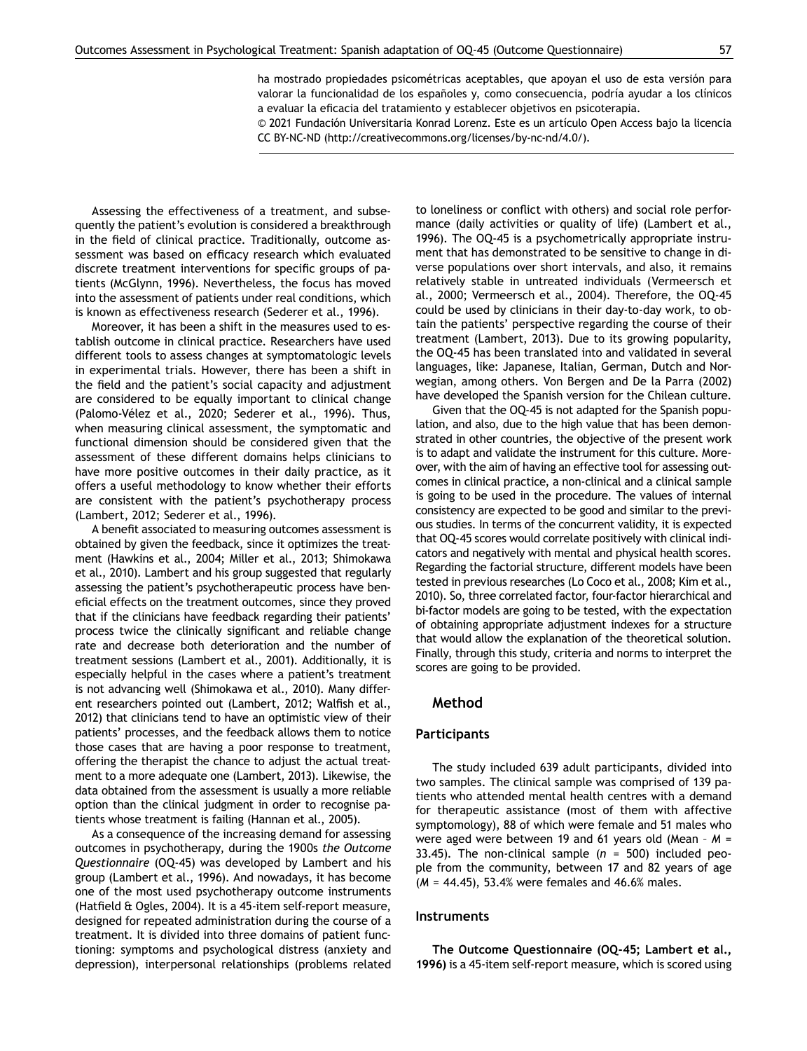ha mostrado propiedades psicométricas aceptables, que apoyan el uso de esta versión para valorar la funcionalidad de los españoles y, como consecuencia, podría ayudar a los clínicos a evaluar la eficacia del tratamiento y establecer objetivos en psicoterapia.

© 2021 Fundación Universitaria Konrad Lorenz. Este es un artículo Open Access bajo la licencia CC BY-NC-ND (http://creativecommons.org/licenses/by-nc-nd/4.0/).

Assessing the effectiveness of a treatment, and subsequently the patient's evolution is considered a breakthrough in the field of clinical practice. Traditionally, outcome assessment was based on efficacy research which evaluated discrete treatment interventions for specific groups of patients (McGlynn, 1996). Nevertheless, the focus has moved into the assessment of patients under real conditions, which is known as effectiveness research (Sederer et al., 1996).

Moreover, it has been a shift in the measures used to establish outcome in clinical practice. Researchers have used different tools to assess changes at symptomatologic levels in experimental trials. However, there has been a shift in the field and the patient's social capacity and adjustment are considered to be equally important to clinical change (Palomo-Vélez et al., 2020; Sederer et al., 1996). Thus, when measuring clinical assessment, the symptomatic and functional dimension should be considered given that the assessment of these different domains helps clinicians to have more positive outcomes in their daily practice, as it offers a useful methodology to know whether their efforts are consistent with the patient's psychotherapy process (Lambert, 2012; Sederer et al., 1996).

A benefit associated to measuring outcomes assessment is obtained by given the feedback, since it optimizes the treatment (Hawkins et al., 2004; Miller et al., 2013; Shimokawa et al., 2010). Lambert and his group suggested that regularly assessing the patient's psychotherapeutic process have beneficial effects on the treatment outcomes, since they proved that if the clinicians have feedback regarding their patients' process twice the clinically significant and reliable change rate and decrease both deterioration and the number of treatment sessions (Lambert et al., 2001). Additionally, it is especially helpful in the cases where a patient's treatment is not advancing well (Shimokawa et al., 2010). Many different researchers pointed out (Lambert, 2012; Walfish et al., 2012) that clinicians tend to have an optimistic view of their patients' processes, and the feedback allows them to notice those cases that are having a poor response to treatment, offering the therapist the chance to adjust the actual treatment to a more adequate one (Lambert, 2013). Likewise, the data obtained from the assessment is usually a more reliable option than the clinical judgment in order to recognise patients whose treatment is failing (Hannan et al., 2005).

As a consequence of the increasing demand for assessing outcomes in psychotherapy, during the 1900s *the Outcome Questionnaire* (OQ-45) was developed by Lambert and his group (Lambert et al., 1996). And nowadays, it has become one of the most used psychotherapy outcome instruments (Hatfield & Ogles, 2004). It is a 45-item self-report measure, designed for repeated administration during the course of a treatment. It is divided into three domains of patient functioning: symptoms and psychological distress (anxiety and depression), interpersonal relationships (problems related to loneliness or conflict with others) and social role performance (daily activities or quality of life) (Lambert et al., 1996). The OQ-45 is a psychometrically appropriate instrument that has demonstrated to be sensitive to change in diverse populations over short intervals, and also, it remains relatively stable in untreated individuals (Vermeersch et al., 2000; Vermeersch et al., 2004). Therefore, the OQ-45 could be used by clinicians in their day-to-day work, to obtain the patients' perspective regarding the course of their treatment (Lambert, 2013). Due to its growing popularity, the OQ-45 has been translated into and validated in several languages, like: Japanese, Italian, German, Dutch and Norwegian, among others. Von Bergen and De la Parra (2002) have developed the Spanish version for the Chilean culture.

Given that the OQ-45 is not adapted for the Spanish population, and also, due to the high value that has been demonstrated in other countries, the objective of the present work is to adapt and validate the instrument for this culture. Moreover, with the aim of having an effective tool for assessing outcomes in clinical practice, a non-clinical and a clinical sample is going to be used in the procedure. The values of internal consistency are expected to be good and similar to the previous studies. In terms of the concurrent validity, it is expected that OQ-45 scores would correlate positively with clinical indicators and negatively with mental and physical health scores. Regarding the factorial structure, different models have been tested in previous researches (Lo Coco et al., 2008; Kim et al., 2010). So, three correlated factor, four-factor hierarchical and bi-factor models are going to be tested, with the expectation of obtaining appropriate adjustment indexes for a structure that would allow the explanation of the theoretical solution. Finally, through this study, criteria and norms to interpret the scores are going to be provided.

## Method

### Participants

The study included 639 adult participants, divided into two samples. The clinical sample was comprised of 139 patients who attended mental health centres with a demand for therapeutic assistance (most of them with affective symptomology), 88 of which were female and 51 males who were aged were between 19 and 61 years old (Mean – $M$ = 33.45). The non-clinical sample ($n$ = 500) included people from the community, between 17 and 82 years of age ($M$ = 44.45), 53.4% were females and 46.6% males.

### Instruments

**The Outcome Questionnaire (OQ-45; Lambert et al., 1996)** is a 45-item self-report measure, which is scored using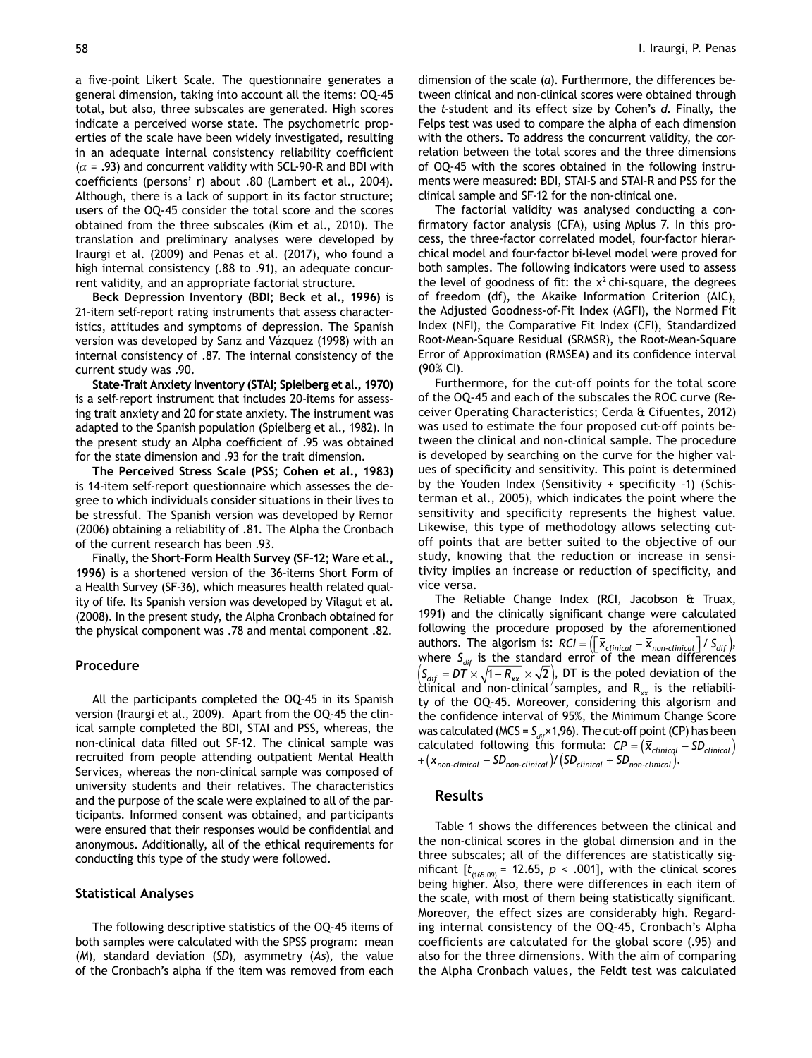a five-point Likert Scale. The questionnaire generates a general dimension, taking into account all the items: OQ-45 total, but also, three subscales are generated. High scores indicate a perceived worse state. The psychometric properties of the scale have been widely investigated, resulting in an adequate internal consistency reliability coefficient ($\alpha$ = .93) and concurrent validity with SCL-90-R and BDI with coefficients (persons' r) about .80 (Lambert et al., 2004). Although, there is a lack of support in its factor structure; users of the OQ-45 consider the total score and the scores obtained from the three subscales (Kim et al., 2010). The translation and preliminary analyses were developed by Iraurgi et al. (2009) and Penas et al. (2017), who found a high internal consistency (.88 to .91), an adequate concurrent validity, and an appropriate factorial structure.

**Beck Depression Inventory (BDI; Beck et al., 1996)** is 21-item self-report rating instruments that assess characteristics, attitudes and symptoms of depression. The Spanish version was developed by Sanz and Vázquez (1998) with an internal consistency of .87. The internal consistency of the current study was .90.

**State-Trait Anxiety Inventory (STAI; Spielberg et al., 1970)** is a self-report instrument that includes 20-items for assessing trait anxiety and 20 for state anxiety. The instrument was adapted to the Spanish population (Spielberg et al., 1982). In the present study an Alpha coefficient of .95 was obtained for the state dimension and .93 for the trait dimension.

**The Perceived Stress Scale (PSS; Cohen et al., 1983)** is 14-item self-report questionnaire which assesses the degree to which individuals consider situations in their lives to be stressful. The Spanish version was developed by Remor (2006) obtaining a reliability of .81. The Alpha the Cronbach of the current research has been .93.

Finally, the **Short-Form Health Survey (SF-12; Ware et al., 1996)** is a shortened version of the 36-items Short Form of a Health Survey (SF-36), which measures health related quality of life. Its Spanish version was developed by Vilagut et al. (2008). In the present study, the Alpha Cronbach obtained for the physical component was .78 and mental component .82.

## Procedure

All the participants completed the OQ-45 in its Spanish version (Iraurgi et al., 2009). Apart from the OQ-45 the clinical sample completed the BDI, STAI and PSS, whereas, the non-clinical data filled out SF-12. The clinical sample was recruited from people attending outpatient Mental Health Services, whereas the non-clinical sample was composed of university students and their relatives. The characteristics and the purpose of the scale were explained to all of the participants. Informed consent was obtained, and participants were ensured that their responses would be confidential and anonymous. Additionally, all of the ethical requirements for conducting this type of the study were followed.

## Statistical Analyses

The following descriptive statistics of the OQ-45 items of both samples were calculated with the SPSS program: mean (*M*), standard deviation (*SD*), asymmetry (*As*), the value of the Cronbach's alpha if the item was removed from each dimension of the scale (*a*). Furthermore, the differences between clinical and non-clinical scores were obtained through the *t*-student and its effect size by Cohen's *d*. Finally, the Felps test was used to compare the alpha of each dimension with the others. To address the concurrent validity, the correlation between the total scores and the three dimensions of OQ-45 with the scores obtained in the following instruments were measured: BDI, STAI-S and STAI-R and PSS for the clinical sample and SF-12 for the non-clinical one.

The factorial validity was analysed conducting a confirmatory factor analysis (CFA), using Mplus 7. In this process, the three-factor correlated model, four-factor hierarchical model and four-factor bi-level model were proved for both samples. The following indicators were used to assess the level of goodness of fit: the $x^2$ chi-square, the degrees of freedom (df), the Akaike Information Criterion (AIC), the Adjusted Goodness-of-Fit Index (AGFI), the Normed Fit Index (NFI), the Comparative Fit Index (CFI), Standardized Root-Mean-Square Residual (SRMSR), the Root-Mean-Square Error of Approximation (RMSEA) and its confidence interval (90% CI).

Furthermore, for the cut-off points for the total score of the OQ-45 and each of the subscales the ROC curve (Receiver Operating Characteristics; Cerda & Cifuentes, 2012) was used to estimate the four proposed cut-off points between the clinical and non-clinical sample. The procedure is developed by searching on the curve for the higher values of specificity and sensitivity. This point is determined by the Youden Index (Sensitivity + specificity –1) (Schisterman et al., 2005), which indicates the point where the sensitivity and specificity represents the highest value. Likewise, this type of methodology allows selecting cut-off points that are better suited to the objective of our study, knowing that the reduction or increase in sensitivity implies an increase or reduction of specificity, and vice versa.

The Reliable Change Index (RCI, Jacobson & Truax, 1991) and the clinically significant change were calculated following the procedure proposed by the aforementioned authors. The algorism is: $RCI = \left(\left[\bar{x}_{clinical} - \bar{x}_{non\text{-}clinical}\right] / S_{dif}\right)$, where $S_{dif}$ is the standard error of the mean differences $\left(S_{dif} = DT \times \sqrt{1 - R_{xx}} \times \sqrt{2}\right)$, DT is the poled deviation of the clinical and non-clinical samples, and $R_{xx}$ is the reliability of the OQ-45. Moreover, considering this algorism and the confidence interval of 95%, the Minimum Change Score was calculated ($MCS = S_{dif} \times 1{,}96$). The cut-off point (CP) has been calculated following this formula: $CP = \left(\bar{x}_{clinical} - SD_{clinical}\right) + \left(\bar{x}_{non\text{-}clinical} - SD_{non\text{-}clinical}\right) / \left(SD_{clinical} + SD_{non\text{-}clinical}\right)$.

## Results

Table 1 shows the differences between the clinical and the non-clinical scores in the global dimension and in the three subscales; all of the differences are statistically significant [$t_{(165.09)} = 12.65$, $p < .001$], with the clinical scores being higher. Also, there were differences in each item of the scale, with most of them being statistically significant. Moreover, the effect sizes are considerably high. Regarding internal consistency of the OQ-45, Cronbach's Alpha coefficients are calculated for the global score (.95) and also for the three dimensions. With the aim of comparing the Alpha Cronbach values, the Feldt test was calculated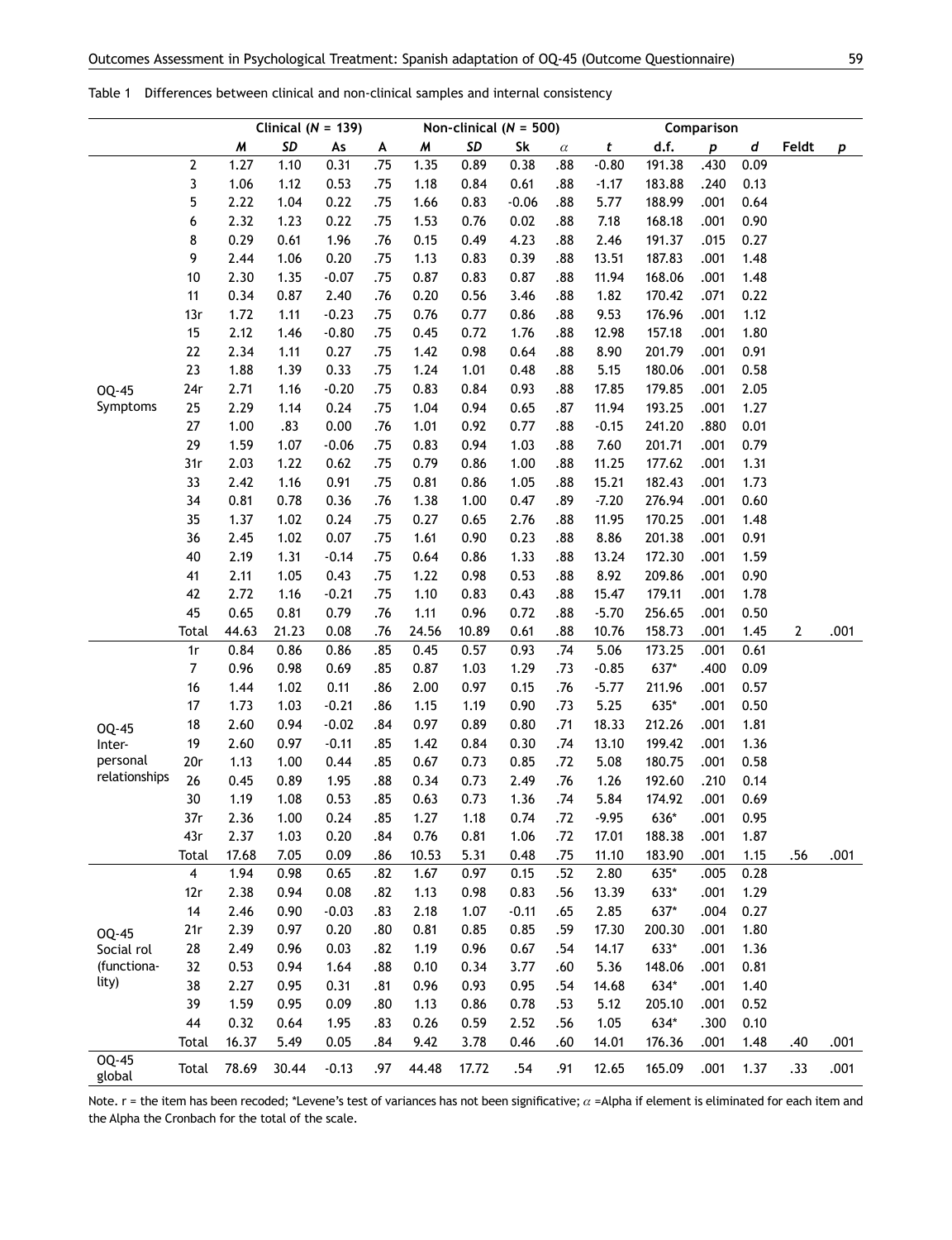Table 1 Differences between clinical and non-clinical samples and internal consistency

| | | Clinical ($N$ = 139) | | | | Non-clinical ($N$ = 500) | | | | Comparison | | | | | |
|---|---|---|---|---|---|---|---|---|---|---|---|---|---|---|---|
| | | *M* | *SD* | As | A | *M* | *SD* | Sk | $\alpha$ | *t* | d.f. | *p* | *d* | Feldt | *p* |
| OQ-45 Symptoms | 2 | 1.27 | 1.10 | 0.31 | .75 | 1.35 | 0.89 | 0.38 | .88 | -0.80 | 191.38 | .430 | 0.09 | | |
| | 3 | 1.06 | 1.12 | 0.53 | .75 | 1.18 | 0.84 | 0.61 | .88 | -1.17 | 183.88 | .240 | 0.13 | | |
| | 5 | 2.22 | 1.04 | 0.22 | .75 | 1.66 | 0.83 | -0.06 | .88 | 5.77 | 188.99 | .001 | 0.64 | | |
| | 6 | 2.32 | 1.23 | 0.22 | .75 | 1.53 | 0.76 | 0.02 | .88 | 7.18 | 168.18 | .001 | 0.90 | | |
| | 8 | 0.29 | 0.61 | 1.96 | .76 | 0.15 | 0.49 | 4.23 | .88 | 2.46 | 191.37 | .015 | 0.27 | | |
| | 9 | 2.44 | 1.06 | 0.20 | .75 | 1.13 | 0.83 | 0.39 | .88 | 13.51 | 187.83 | .001 | 1.48 | | |
| | 10 | 2.30 | 1.35 | -0.07 | .75 | 0.87 | 0.83 | 0.87 | .88 | 11.94 | 168.06 | .001 | 1.48 | | |
| | 11 | 0.34 | 0.87 | 2.40 | .76 | 0.20 | 0.56 | 3.46 | .88 | 1.82 | 170.42 | .071 | 0.22 | | |
| | 13r | 1.72 | 1.11 | -0.23 | .75 | 0.76 | 0.77 | 0.86 | .88 | 9.53 | 176.96 | .001 | 1.12 | | |
| | 15 | 2.12 | 1.46 | -0.80 | .75 | 0.45 | 0.72 | 1.76 | .88 | 12.98 | 157.18 | .001 | 1.80 | | |
| | 22 | 2.34 | 1.11 | 0.27 | .75 | 1.42 | 0.98 | 0.64 | .88 | 8.90 | 201.79 | .001 | 0.91 | | |
| | 23 | 1.88 | 1.39 | 0.33 | .75 | 1.24 | 1.01 | 0.48 | .88 | 5.15 | 180.06 | .001 | 0.58 | | |
| | 24r | 2.71 | 1.16 | -0.20 | .75 | 0.83 | 0.84 | 0.93 | .88 | 17.85 | 179.85 | .001 | 2.05 | | |
| | 25 | 2.29 | 1.14 | 0.24 | .75 | 1.04 | 0.94 | 0.65 | .87 | 11.94 | 193.25 | .001 | 1.27 | | |
| | 27 | 1.00 | .83 | 0.00 | .76 | 1.01 | 0.92 | 0.77 | .88 | -0.15 | 241.20 | .880 | 0.01 | | |
| | 29 | 1.59 | 1.07 | -0.06 | .75 | 0.83 | 0.94 | 1.03 | .88 | 7.60 | 201.71 | .001 | 0.79 | | |
| | 31r | 2.03 | 1.22 | 0.62 | .75 | 0.79 | 0.86 | 1.00 | .88 | 11.25 | 177.62 | .001 | 1.31 | | |
| | 33 | 2.42 | 1.16 | 0.91 | .75 | 0.81 | 0.86 | 1.05 | .88 | 15.21 | 182.43 | .001 | 1.73 | | |
| | 34 | 0.81 | 0.78 | 0.36 | .76 | 1.38 | 1.00 | 0.47 | .89 | -7.20 | 276.94 | .001 | 0.60 | | |
| | 35 | 1.37 | 1.02 | 0.24 | .75 | 0.27 | 0.65 | 2.76 | .88 | 11.95 | 170.25 | .001 | 1.48 | | |
| | 36 | 2.45 | 1.02 | 0.07 | .75 | 1.61 | 0.90 | 0.23 | .88 | 8.86 | 201.38 | .001 | 0.91 | | |
| | 40 | 2.19 | 1.31 | -0.14 | .75 | 0.64 | 0.86 | 1.33 | .88 | 13.24 | 172.30 | .001 | 1.59 | | |
| | 41 | 2.11 | 1.05 | 0.43 | .75 | 1.22 | 0.98 | 0.53 | .88 | 8.92 | 209.86 | .001 | 0.90 | | |
| | 42 | 2.72 | 1.16 | -0.21 | .75 | 1.10 | 0.83 | 0.43 | .88 | 15.47 | 179.11 | .001 | 1.78 | | |
| | 45 | 0.65 | 0.81 | 0.79 | .76 | 1.11 | 0.96 | 0.72 | .88 | -5.70 | 256.65 | .001 | 0.50 | | |
| | Total | 44.63 | 21.23 | 0.08 | .76 | 24.56 | 10.89 | 0.61 | .88 | 10.76 | 158.73 | .001 | 1.45 | 2 | .001 |
| OQ-45 Inter-personal relationships | 1r | 0.84 | 0.86 | 0.86 | .85 | 0.45 | 0.57 | 0.93 | .74 | 5.06 | 173.25 | .001 | 0.61 | | |
| | 7 | 0.96 | 0.98 | 0.69 | .85 | 0.87 | 1.03 | 1.29 | .73 | -0.85 | 637* | .400 | 0.09 | | |
| | 16 | 1.44 | 1.02 | 0.11 | .86 | 2.00 | 0.97 | 0.15 | .76 | -5.77 | 211.96 | .001 | 0.57 | | |
| | 17 | 1.73 | 1.03 | -0.21 | .86 | 1.15 | 1.19 | 0.90 | .73 | 5.25 | 635* | .001 | 0.50 | | |
| | 18 | 2.60 | 0.94 | -0.02 | .84 | 0.97 | 0.89 | 0.80 | .71 | 18.33 | 212.26 | .001 | 1.81 | | |
| | 19 | 2.60 | 0.97 | -0.11 | .85 | 1.42 | 0.84 | 0.30 | .74 | 13.10 | 199.42 | .001 | 1.36 | | |
| | 20r | 1.13 | 1.00 | 0.44 | .85 | 0.67 | 0.73 | 0.85 | .72 | 5.08 | 180.75 | .001 | 0.58 | | |
| | 26 | 0.45 | 0.89 | 1.95 | .88 | 0.34 | 0.73 | 2.49 | .76 | 1.26 | 192.60 | .210 | 0.14 | | |
| | 30 | 1.19 | 1.08 | 0.53 | .85 | 0.63 | 0.73 | 1.36 | .74 | 5.84 | 174.92 | .001 | 0.69 | | |
| | 37r | 2.36 | 1.00 | 0.24 | .85 | 1.27 | 1.18 | 0.74 | .72 | -9.95 | 636* | .001 | 0.95 | | |
| | 43r | 2.37 | 1.03 | 0.20 | .84 | 0.76 | 0.81 | 1.06 | .72 | 17.01 | 188.38 | .001 | 1.87 | | |
| | Total | 17.68 | 7.05 | 0.09 | .86 | 10.53 | 5.31 | 0.48 | .75 | 11.10 | 183.90 | .001 | 1.15 | .56 | .001 |
| OQ-45 Social rol (functionality) | 4 | 1.94 | 0.98 | 0.65 | .82 | 1.67 | 0.97 | 0.15 | .52 | 2.80 | 635* | .005 | 0.28 | | |
| | 12r | 2.38 | 0.94 | 0.08 | .82 | 1.13 | 0.98 | 0.83 | .56 | 13.39 | 633* | .001 | 1.29 | | |
| | 14 | 2.46 | 0.90 | -0.03 | .83 | 2.18 | 1.07 | -0.11 | .65 | 2.85 | 637* | .004 | 0.27 | | |
| | 21r | 2.39 | 0.97 | 0.20 | .80 | 0.81 | 0.85 | 0.85 | .59 | 17.30 | 200.30 | .001 | 1.80 | | |
| | 28 | 2.49 | 0.96 | 0.03 | .82 | 1.19 | 0.96 | 0.67 | .54 | 14.17 | 633* | .001 | 1.36 | | |
| | 32 | 0.53 | 0.94 | 1.64 | .88 | 0.10 | 0.34 | 3.77 | .60 | 5.36 | 148.06 | .001 | 0.81 | | |
| | 38 | 2.27 | 0.95 | 0.31 | .81 | 0.96 | 0.93 | 0.95 | .54 | 14.68 | 634* | .001 | 1.40 | | |
| | 39 | 1.59 | 0.95 | 0.09 | .80 | 1.13 | 0.86 | 0.78 | .53 | 5.12 | 205.10 | .001 | 0.52 | | |
| | 44 | 0.32 | 0.64 | 1.95 | .83 | 0.26 | 0.59 | 2.52 | .56 | 1.05 | 634* | .300 | 0.10 | | |
| | Total | 16.37 | 5.49 | 0.05 | .84 | 9.42 | 3.78 | 0.46 | .60 | 14.01 | 176.36 | .001 | 1.48 | .40 | .001 |
| OQ-45 global | Total | 78.69 | 30.44 | -0.13 | .97 | 44.48 | 17.72 | .54 | .91 | 12.65 | 165.09 | .001 | 1.37 | .33 | .001 |

Note. r = the item has been recoded; *Levene's test of variances has not been significative; $\alpha$ =Alpha if element is eliminated for each item and the Alpha the Cronbach for the total of the scale.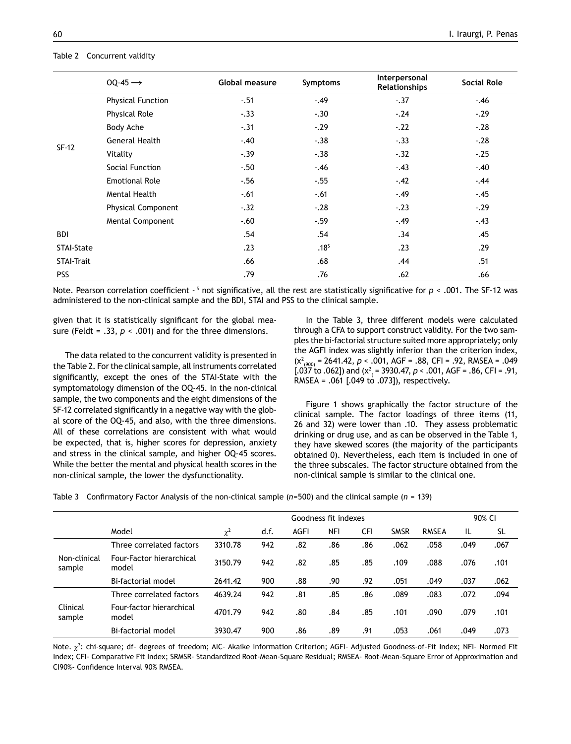Table 2 Concurrent validity

| | OQ-45 ⟶ | Global measure | Symptoms | Interpersonal Relationships | Social Role |
|---|---|---|---|---|---|
| SF-12 | Physical Function | -.51 | -.49 | -.37 | -.46 |
| | Physical Role | -.33 | -.30 | -.24 | -.29 |
| | Body Ache | -.31 | -.29 | -.22 | -.28 |
| | General Health | -.40 | -.38 | -.33 | -.28 |
| | Vitality | -.39 | -.38 | -.32 | -.25 |
| | Social Function | -.50 | -.46 | -.43 | -.40 |
| | Emotional Role | -.56 | -.55 | -.42 | -.44 |
| | Mental Health | -.61 | -.61 | -.49 | -.45 |
| | Physical Component | -.32 | -.28 | -.23 | -.29 |
| | Mental Component | -.60 | -.59 | -.49 | -.43 |
| BDI | | .54 | .54 | .34 | .45 |
| STAI-State | | .23 | .18[$] | .23 | .29 |
| STAI-Trait | | .66 | .68 | .44 | .51 |
| PSS | | .79 | .76 | .62 | .66 |

Note. Pearson correlation coefficient - [$] not significative, all the rest are statistically significative for $p < .001$. The SF-12 was administered to the non-clinical sample and the BDI, STAI and PSS to the clinical sample.

given that it is statistically significant for the global measure (Feldt = .33, $p < .001$) and for the three dimensions.

The data related to the concurrent validity is presented in the Table 2. For the clinical sample, all instruments correlated significantly, except the ones of the STAI-State with the symptomatology dimension of the OQ-45. In the non-clinical sample, the two components and the eight dimensions of the SF-12 correlated significantly in a negative way with the global score of the OQ-45, and also, with the three dimensions. All of these correlations are consistent with what would be expected, that is, higher scores for depression, anxiety and stress in the clinical sample, and higher OQ-45 scores. While the better the mental and physical health scores in the non-clinical sample, the lower the dysfunctionality.

In the Table 3, three different models were calculated through a CFA to support construct validity. For the two samples the bi-factorial structure suited more appropriately; only the AGFI index was slightly inferior than the criterion index, ($x^2_{(900)}$ = 2641.42, $p < .001$, AGF = .88, CFI = .92, RMSEA = .049 [.037 to .062]) and ($x^2_{(}$ = 3930.47, $p < .001$, AGF = .86, CFI = .91, RMSEA = .061 [.049 to .073]), respectively.

Figure 1 shows graphically the factor structure of the clinical sample. The factor loadings of three items (11, 26 and 32) were lower than .10. They assess problematic drinking or drug use, and as can be observed in the Table 1, they have skewed scores (the majority of the participants obtained 0). Nevertheless, each item is included in one of the three subscales. The factor structure obtained from the non-clinical sample is similar to the clinical one.

Table 3 Confirmatory Factor Analysis of the non-clinical sample ($n$=500) and the clinical sample ($n$ = 139)

| | | | | Goodness fit indexes | | | | | 90% CI | |
|---|---|---|---|---|---|---|---|---|---|---|
| | Model | $\chi^2$ | d.f. | AGFI | NFI | CFI | SMSR | RMSEA | IL | SL |
| Non-clinical sample | Three correlated factors | 3310.78 | 942 | .82 | .86 | .86 | .062 | .058 | .049 | .067 |
| | Four-Factor hierarchical model | 3150.79 | 942 | .82 | .85 | .85 | .109 | .088 | .076 | .101 |
| | Bi-factorial model | 2641.42 | 900 | .88 | .90 | .92 | .051 | .049 | .037 | .062 |
| Clinical sample | Three correlated factors | 4639.24 | 942 | .81 | .85 | .86 | .089 | .083 | .072 | .094 |
| | Four-factor hierarchical model | 4701.79 | 942 | .80 | .84 | .85 | .101 | .090 | .079 | .101 |
| | Bi-factorial model | 3930.47 | 900 | .86 | .89 | .91 | .053 | .061 | .049 | .073 |

Note. $\chi^2$: chi-square; df- degrees of freedom; AIC- Akaike Information Criterion; AGFI- Adjusted Goodness-of-Fit Index; NFI- Normed Fit Index; CFI- Comparative Fit Index; SRMSR- Standardized Root-Mean-Square Residual; RMSEA- Root-Mean-Square Error of Approximation and CI90%- Confidence Interval 90% RMSEA.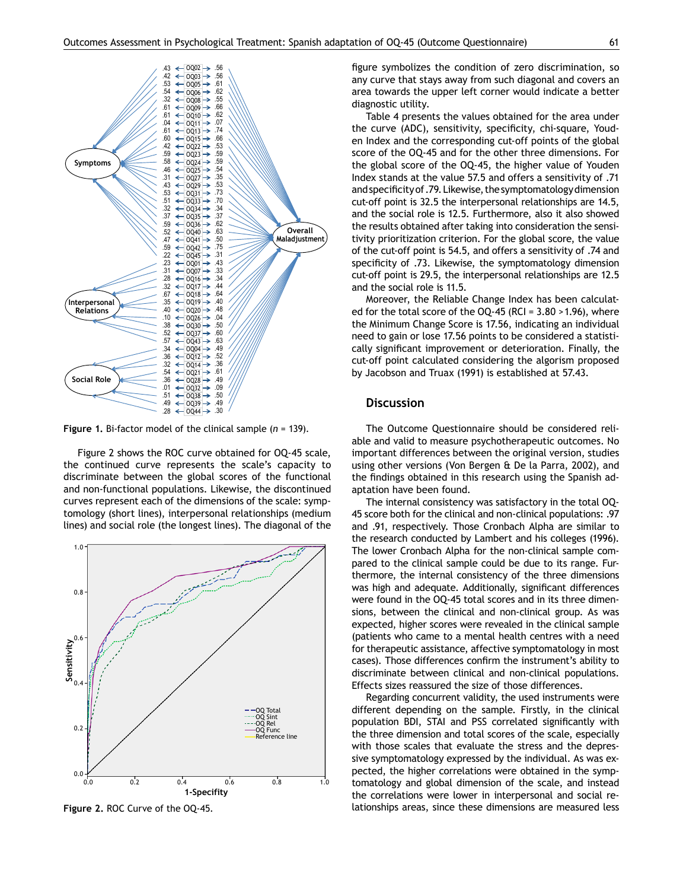Figure 1. Bi-factor model of the clinical sample ($n$ = 139).

Figure 2 shows the ROC curve obtained for OQ-45 scale, the continued curve represents the scale's capacity to discriminate between the global scores of the functional and non-functional populations. Likewise, the discontinued curves represent each of the dimensions of the scale: symptomology (short lines), interpersonal relationships (medium lines) and social role (the longest lines). The diagonal of the figure symbolizes the condition of zero discrimination, so any curve that stays away from such diagonal and covers an area towards the upper left corner would indicate a better diagnostic utility.

Figure 2. ROC Curve of the OQ-45.

Table 4 presents the values obtained for the area under the curve (ADC), sensitivity, specificity, chi-square, Youden Index and the corresponding cut-off points of the global score of the OQ-45 and for the other three dimensions. For the global score of the OQ-45, the higher value of Youden Index stands at the value 57.5 and offers a sensitivity of .71 and specificity of .79. Likewise, the symptomatology dimension cut-off point is 32.5 the interpersonal relationships are 14.5, and the social role is 12.5. Furthermore, also it also showed the results obtained after taking into consideration the sensitivity prioritization criterion. For the global score, the value of the cut-off point is 54.5, and offers a sensitivity of .74 and specificity of .73. Likewise, the symptomatology dimension cut-off point is 29.5, the interpersonal relationships are 12.5 and the social role is 11.5.

Moreover, the Reliable Change Index has been calculated for the total score of the OQ-45 (RCI = 3.80 >1.96), where the Minimum Change Score is 17.56, indicating an individual need to gain or lose 17.56 points to be considered a statistically significant improvement or deterioration. Finally, the cut-off point calculated considering the algorism proposed by Jacobson and Truax (1991) is established at 57.43.

## Discussion

The Outcome Questionnaire should be considered reliable and valid to measure psychotherapeutic outcomes. No important differences between the original version, studies using other versions (Von Bergen & De la Parra, 2002), and the findings obtained in this research using the Spanish adaptation have been found.

The internal consistency was satisfactory in the total OQ-45 score both for the clinical and non-clinical populations: .97 and .91, respectively. Those Cronbach Alpha are similar to the research conducted by Lambert and his colleges (1996). The lower Cronbach Alpha for the non-clinical sample compared to the clinical sample could be due to its range. Furthermore, the internal consistency of the three dimensions was high and adequate. Additionally, significant differences were found in the OQ-45 total scores and in its three dimensions, between the clinical and non-clinical group. As was expected, higher scores were revealed in the clinical sample (patients who came to a mental health centres with a need for therapeutic assistance, affective symptomatology in most cases). Those differences confirm the instrument's ability to discriminate between clinical and non-clinical populations. Effects sizes reassured the size of those differences.

Regarding concurrent validity, the used instruments were different depending on the sample. Firstly, in the clinical population BDI, STAI and PSS correlated significantly with the three dimension and total scores of the scale, especially with those scales that evaluate the stress and the depressive symptomatology expressed by the individual. As was expected, the higher correlations were obtained in the symptomatology and global dimension of the scale, and instead the correlations were lower in interpersonal and social relationships areas, since these dimensions are measured less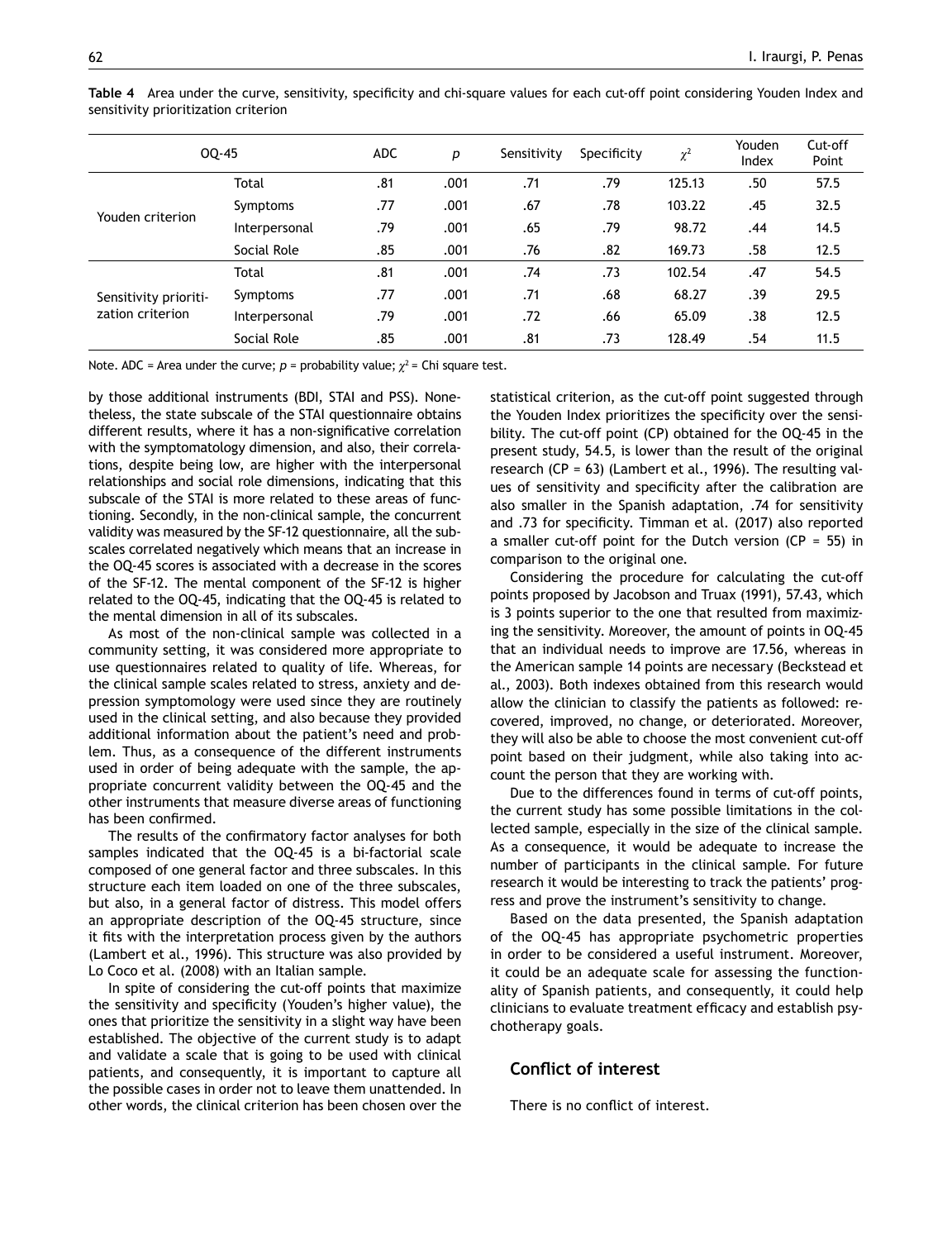**Table 4** Area under the curve, sensitivity, specificity and chi-square values for each cut-off point considering Youden Index and sensitivity prioritization criterion

| OQ-45 | | ADC | $p$ | Sensitivity | Specificity | $\chi^2$ | Youden Index | Cut-off Point |
|---|---|---|---|---|---|---|---|---|
| Youden criterion | Total | .81 | .001 | .71 | .79 | 125.13 | .50 | 57.5 |
| | Symptoms | .77 | .001 | .67 | .78 | 103.22 | .45 | 32.5 |
| | Interpersonal | .79 | .001 | .65 | .79 | 98.72 | .44 | 14.5 |
| | Social Role | .85 | .001 | .76 | .82 | 169.73 | .58 | 12.5 |
| Sensitivity prioritization criterion | Total | .81 | .001 | .74 | .73 | 102.54 | .47 | 54.5 |
| | Symptoms | .77 | .001 | .71 | .68 | 68.27 | .39 | 29.5 |
| | Interpersonal | .79 | .001 | .72 | .66 | 65.09 | .38 | 12.5 |
| | Social Role | .85 | .001 | .81 | .73 | 128.49 | .54 | 11.5 |

Note. ADC = Area under the curve; $p$ = probability value; $\chi^2$ = Chi square test.

by those additional instruments (BDI, STAI and PSS). Nonetheless, the state subscale of the STAI questionnaire obtains different results, where it has a non-significative correlation with the symptomatology dimension, and also, their correlations, despite being low, are higher with the interpersonal relationships and social role dimensions, indicating that this subscale of the STAI is more related to these areas of functioning. Secondly, in the non-clinical sample, the concurrent validity was measured by the SF-12 questionnaire, all the subscales correlated negatively which means that an increase in the OQ-45 scores is associated with a decrease in the scores of the SF-12. The mental component of the SF-12 is higher related to the OQ-45, indicating that the OQ-45 is related to the mental dimension in all of its subscales.

As most of the non-clinical sample was collected in a community setting, it was considered more appropriate to use questionnaires related to quality of life. Whereas, for the clinical sample scales related to stress, anxiety and depression symptomology were used since they are routinely used in the clinical setting, and also because they provided additional information about the patient's need and problem. Thus, as a consequence of the different instruments used in order of being adequate with the sample, the appropriate concurrent validity between the OQ-45 and the other instruments that measure diverse areas of functioning has been confirmed.

The results of the confirmatory factor analyses for both samples indicated that the OQ-45 is a bi-factorial scale composed of one general factor and three subscales. In this structure each item loaded on one of the three subscales, but also, in a general factor of distress. This model offers an appropriate description of the OQ-45 structure, since it fits with the interpretation process given by the authors (Lambert et al., 1996). This structure was also provided by Lo Coco et al. (2008) with an Italian sample.

In spite of considering the cut-off points that maximize the sensitivity and specificity (Youden's higher value), the ones that prioritize the sensitivity in a slight way have been established. The objective of the current study is to adapt and validate a scale that is going to be used with clinical patients, and consequently, it is important to capture all the possible cases in order not to leave them unattended. In other words, the clinical criterion has been chosen over the statistical criterion, as the cut-off point suggested through the Youden Index prioritizes the specificity over the sensibility. The cut-off point (CP) obtained for the OQ-45 in the present study, 54.5, is lower than the result of the original research (CP = 63) (Lambert et al., 1996). The resulting values of sensitivity and specificity after the calibration are also smaller in the Spanish adaptation, .74 for sensitivity and .73 for specificity. Timman et al. (2017) also reported a smaller cut-off point for the Dutch version (CP = 55) in comparison to the original one.

Considering the procedure for calculating the cut-off points proposed by Jacobson and Truax (1991), 57.43, which is 3 points superior to the one that resulted from maximizing the sensitivity. Moreover, the amount of points in OQ-45 that an individual needs to improve are 17.56, whereas in the American sample 14 points are necessary (Beckstead et al., 2003). Both indexes obtained from this research would allow the clinician to classify the patients as followed: recovered, improved, no change, or deteriorated. Moreover, they will also be able to choose the most convenient cut-off point based on their judgment, while also taking into account the person that they are working with.

Due to the differences found in terms of cut-off points, the current study has some possible limitations in the collected sample, especially in the size of the clinical sample. As a consequence, it would be adequate to increase the number of participants in the clinical sample. For future research it would be interesting to track the patients' progress and prove the instrument's sensitivity to change.

Based on the data presented, the Spanish adaptation of the OQ-45 has appropriate psychometric properties in order to be considered a useful instrument. Moreover, it could be an adequate scale for assessing the functionality of Spanish patients, and consequently, it could help clinicians to evaluate treatment efficacy and establish psychotherapy goals.

## Conflict of interest

There is no conflict of interest.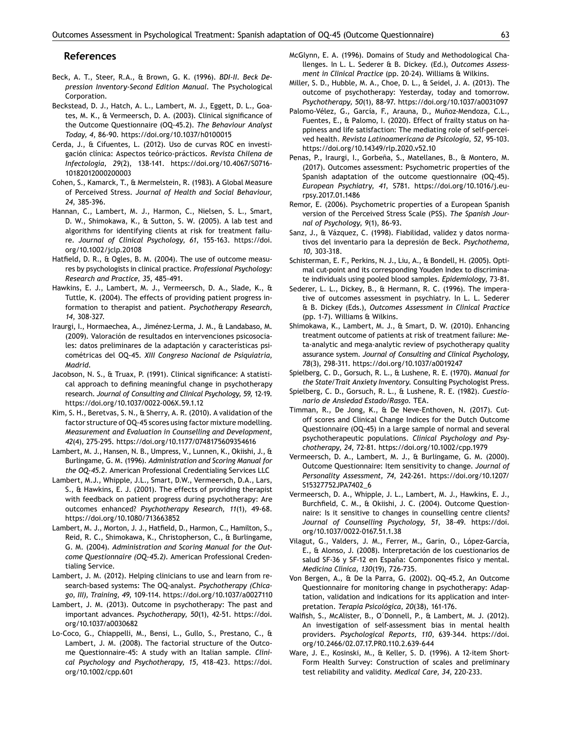## References

Beck, A. T., Steer, R.A., & Brown, G. K. (1996). *BDI-II. Beck Depression Inventory-Second Edition Manual.* The Psychological Corporation.

Beckstead, D. J., Hatch, A. L., Lambert, M. J., Eggett, D. L., Goates, M. K., & Vermeersch, D. A. (2003). Clinical significance of the Outcome Questionnaire (OQ-45.2). *The Behaviour Analyst Today, 4*, 86-90. https://doi.org/10.1037/h0100015

Cerda, J., & Cifuentes, L. (2012). Uso de curvas ROC en investigación clínica: Aspectos teórico-prácticos. *Revista Chilena de Infectología, 29*(2), 138-141. https://doi.org/10.4067/S0716-10182012000200003

Cohen, S., Kamarck, T., & Mermelstein, R. (1983). A Global Measure of Perceived Stress. *Journal of Health and Social Behaviour, 24*, 385-396.

Hannan, C., Lambert, M. J., Harmon, C., Nielsen, S. L., Smart, D. W., Shimokawa, K., & Sutton, S. W. (2005). A lab test and algorithms for identifying clients at risk for treatment failure. *Journal of Clinical Psychology, 61*, 155-163. https://doi.org/10.1002/jclp.20108

Hatfield, D. R., & Ogles, B. M. (2004). The use of outcome measures by psychologists in clinical practice. *Professional Psychology: Research and Practice, 35*, 485-491.

Hawkins, E. J., Lambert, M. J., Vermeersch, D. A., Slade, K., & Tuttle, K. (2004). The effects of providing patient progress information to therapist and patient. *Psychotherapy Research, 14*, 308-327.

Iraurgi, I., Hormaechea, A., Jiménez-Lerma, J. M., & Landabaso, M. (2009). Valoración de resultados en intervenciones psicosociales: datos preliminares de la adaptación y características psicométricas del OQ-45. *XIII Congreso Nacional de Psiquiatría, Madrid.*

Jacobson, N. S., & Truax, P. (1991). Clinical significance: A statistical approach to defining meaningful change in psychotherapy research. *Journal of Consulting and Clinical Psychology, 59*, 12-19. https://doi.org/10.1037/0022-006X.59.1.12

Kim, S. H., Beretvas, S. N., & Sherry, A. R. (2010). A validation of the factor structure of OQ-45 scores using factor mixture modelling. *Measurement and Evaluation in Counselling and Development, 42*(4), 275-295. https://doi.org/10.1177/0748175609354616

Lambert, M. J., Hansen, N. B., Umpress, V., Lunnen, K., Okiishi, J., & Burlingame, G. M. (1996). *Administration and Scoring Manual for the OQ-45.2.* American Professional Credentialing Services LLC

Lambert, M.J., Whipple, J.L., Smart, D.W., Vermeersch, D.A., Lars, S., & Hawkins, E. J. (2001). The effects of providing therapist with feedback on patient progress during psychotherapy: Are outcomes enhanced? *Psychotherapy Research, 11*(1), 49-68. https://doi.org/10.1080/713663852

Lambert, M. J., Morton, J. J., Hatfield, D., Harmon, C., Hamilton, S., Reid, R. C., Shimokawa, K., Christopherson, C., & Burlingame, G. M. (2004). *Administration and Scoring Manual for the Outcome Questionnaire (OQ-45.2).* American Professional Credentialing Service.

Lambert, J. M. (2012). Helping clinicians to use and learn from research-based systems: The OQ-analyst. *Psychotherapy (Chicago, Ill), Training, 49*, 109-114. https://doi.org/10.1037/a0027110

Lambert, J. M. (2013). Outcome in psychotherapy: The past and important advances. *Psychotherapy, 50*(1), 42-51. https://doi.org/10.1037/a0030682

Lo-Coco, G., Chiappelli, M., Bensi, L., Gullo, S., Prestano, C., & Lambert, J. M. (2008). The factorial structure of the Outcome Questionnaire-45: A study with an Italian sample. *Clinical Psychology and Psychotherapy, 15*, 418-423. https://doi.org/10.1002/cpp.601

McGlynn, E. A. (1996). Domains of Study and Methodological Challenges. In L. L. Sederer & B. Dickey. (Ed.), *Outcomes Assessment in Clinical Practice* (pp. 20-24). Williams & Wilkins.

Miller, S. D., Hubble, M. A., Choe, D. L., & Seidel, J. A. (2013). The outcome of psychotherapy: Yesterday, today and tomorrow. *Psychotherapy, 50*(1), 88-97. https://doi.org/10.1037/a0031097

Palomo-Vélez, G., García, F., Arauna, D., Muñoz-Mendoza, C.L., Fuentes, E., & Palomo, I. (2020). Effect of frailty status on happiness and life satisfaction: The mediating role of self-perceived health. *Revista Latinoamericana de Psicología, 52*, 95-103. https://doi.org/10.14349/rlp.2020.v52.10

Penas, P., Iraurgi, I., Gorbeña, S., Matellanes, B., & Montero, M. (2017). Outcomes assessment: Psychometric properties of the Spanish adaptation of the outcome questionnaire (OQ-45). *European Psychiatry, 41*, S781. https://doi.org/10.1016/j.eurpsy.2017.01.1486

Remor, E. (2006). Psychometric properties of a European Spanish version of the Perceived Stress Scale (PSS). *The Spanish Journal of Psychology, 9*(1), 86-93.

Sanz, J., & Vázquez, C. (1998). Fiabilidad, validez y datos normativos del inventario para la depresión de Beck. *Psychothema, 10*, 303-318.

Schisterman, E. F., Perkins, N. J., Liu, A., & Bondell, H. (2005). Optimal cut-point and its corresponding Youden Index to discriminate individuals using pooled blood samples. *Epidemiology*, 73-81.

Sederer, L. L., Dickey, B., & Hermann, R. C. (1996). The imperative of outcomes assessment in psychiatry. In L. L. Sederer & B. Dickey (Eds.), *Outcomes Assessment in Clinical Practice* (pp. 1-7). Williams & Wilkins.

Shimokawa, K., Lambert, M. J., & Smart, D. W. (2010). Enhancing treatment outcome of patients at risk of treatment failure: Meta-analytic and mega-analytic review of psychotherapy quality assurance system. *Journal of Consulting and Clinical Psychology, 78*(3), 298-311. https://doi.org/10.1037/a0019247

Spielberg, C. D., Gorsuch, R. L., & Lushene, R. E. (1970). *Manual for the State/Trait Anxiety Inventory.* Consulting Psychologist Press.

Spielberg, C. D., Gorsuch, R. L., & Lushene, R. E. (1982). *Cuestionario de Ansiedad Estado/Rasgo.* TEA.

Timman, R., De Jong, K., & De Neve-Enthoven, N. (2017). Cut-off scores and Clinical Change Indices for the Dutch Outcome Questionnaire (OQ-45) in a large sample of normal and several psychotherapeutic populations. *Clinical Psychology and Psychotherapy, 24*, 72-81. https://doi.org/10.1002/cpp.1979

Vermeersch, D. A., Lambert, M. J., & Burlingame, G. M. (2000). Outcome Questionnaire: Item sensitivity to change. *Journal of Personality Assessment, 74*, 242-261. https://doi.org/10.1207/S15327752JPA7402_6

Vermeersch, D. A., Whipple, J. L., Lambert, M. J., Hawkins, E. J., Burchfield, C. M., & Okiishi, J. C. (2004). Outcome Questionnaire: Is it sensitive to changes in counselling centre clients? *Journal of Counselling Psychology, 51*, 38-49. https://doi.org/10.1037/0022-0167.51.1.38

Vilagut, G., Valders, J. M., Ferrer, M., Garin, O., López-García, E., & Alonso, J. (2008). Interpretación de los cuestionarios de salud SF-36 y SF-12 en España: Componentes físico y mental. *Medicina Clinica, 130*(19), 726-735.

Von Bergen, A., & De la Parra, G. (2002). OQ-45.2, An Outcome Questionnaire for monitoring change in psychotherapy: Adaptation, validation and indications for its application and interpretation. *Terapia Psicológica, 20*(38), 161-176.

Walfish, S., McAlister, B., O´Donnell, P., & Lambert, M. J. (2012). An investigation of self-assessment bias in mental health providers. *Psychological Reports, 110*, 639-344. https://doi.org/10.2466/02.07.17.PR0.110.2.639-644

Ware, J. E., Kosinski, M., & Keller, S. D. (1996). A 12-item Short-Form Health Survey: Construction of scales and preliminary test reliability and validity. *Medical Care, 34*, 220-233.